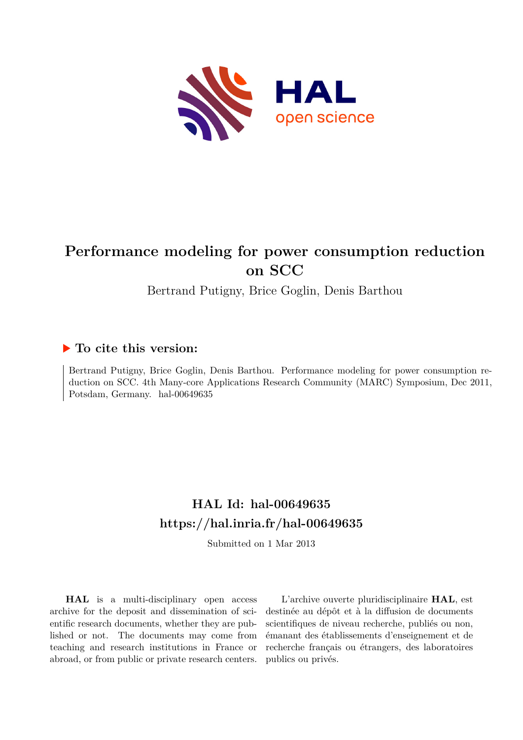# Performance modeling for power consumption reduction on SCC

Bertrand Putigny, Brice Goglin, Denis Barthou

## ▶ To cite this version:

Bertrand Putigny, Brice Goglin, Denis Barthou. Performance modeling for power consumption reduction on SCC. 4th Many-core Applications Research Community (MARC) Symposium, Dec 2011, Potsdam, Germany. hal-00649635

## HAL Id: hal-00649635
## https://hal.inria.fr/hal-00649635

Submitted on 1 Mar 2013

**HAL** is a multi-disciplinary open access archive for the deposit and dissemination of scientific research documents, whether they are published or not. The documents may come from teaching and research institutions in France or abroad, or from public or private research centers.

L'archive ouverte pluridisciplinaire **HAL**, est destinée au dépôt et à la diffusion de documents scientifiques de niveau recherche, publiés ou non, émanant des établissements d'enseignement et de recherche français ou étrangers, des laboratoires publics ou privés.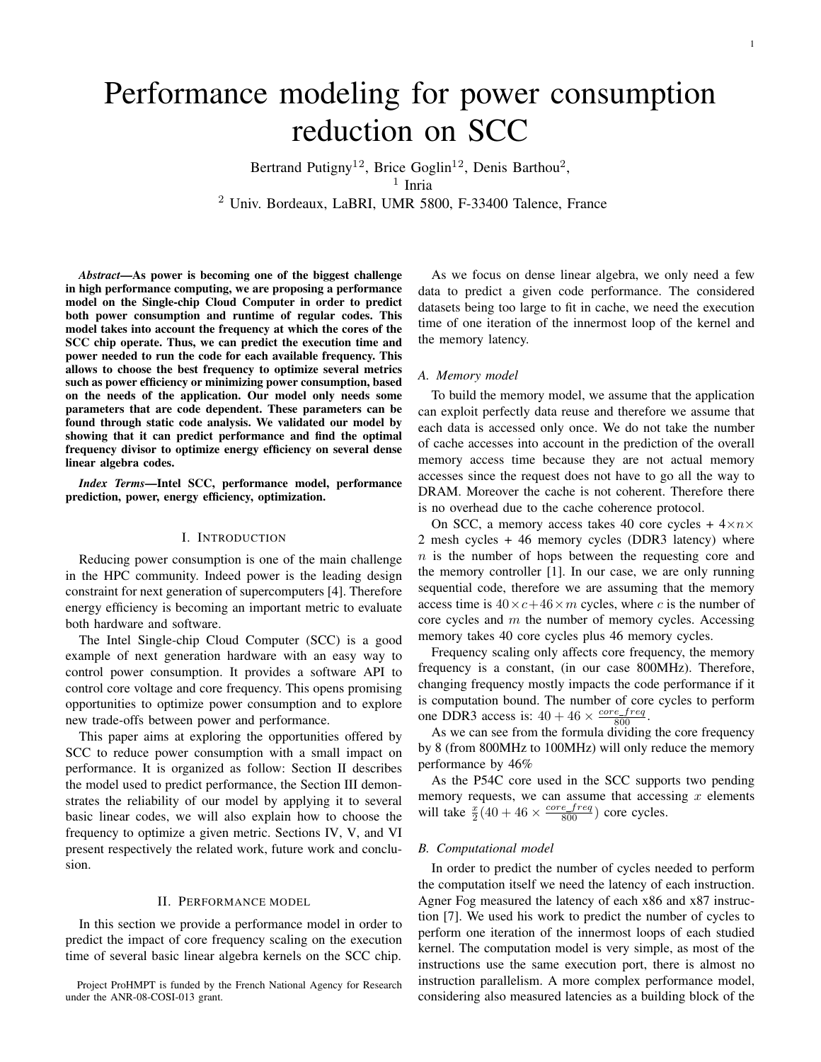# Performance modeling for power consumption reduction on SCC

Bertrand Putigny[1,2], Brice Goglin[1,2], Denis Barthou[2],
[1] Inria
[2] Univ. Bordeaux, LaBRI, UMR 5800, F-33400 Talence, France

***Abstract*—As power is becoming one of the biggest challenge in high performance computing, we are proposing a performance model on the Single-chip Cloud Computer in order to predict both power consumption and runtime of regular codes. This model takes into account the frequency at which the cores of the SCC chip operate. Thus, we can predict the execution time and power needed to run the code for each available frequency. This allows to choose the best frequency to optimize several metrics such as power efficiency or minimizing power consumption, based on the needs of the application. Our model only needs some parameters that are code dependent. These parameters can be found through static code analysis. We validated our model by showing that it can predict performance and find the optimal frequency divisor to optimize energy efficiency on several dense linear algebra codes.**

***Index Terms*—Intel SCC, performance model, performance prediction, power, energy efficiency, optimization.**

## I. Introduction

Reducing power consumption is one of the main challenge in the HPC community. Indeed power is the leading design constraint for next generation of supercomputers [4]. Therefore energy efficiency is becoming an important metric to evaluate both hardware and software.

The Intel Single-chip Cloud Computer (SCC) is a good example of next generation hardware with an easy way to control power consumption. It provides a software API to control core voltage and core frequency. This opens promising opportunities to optimize power consumption and to explore new trade-offs between power and performance.

This paper aims at exploring the opportunities offered by SCC to reduce power consumption with a small impact on performance. It is organized as follow: Section II describes the model used to predict performance, the Section III demonstrates the reliability of our model by applying it to several basic linear codes, we will also explain how to choose the frequency to optimize a given metric. Sections IV, V, and VI present respectively the related work, future work and conclusion.

## II. Performance model

In this section we provide a performance model in order to predict the impact of core frequency scaling on the execution time of several basic linear algebra kernels on the SCC chip.

As we focus on dense linear algebra, we only need a few data to predict a given code performance. The considered datasets being too large to fit in cache, we need the execution time of one iteration of the innermost loop of the kernel and the memory latency.

### A. Memory model

To build the memory model, we assume that the application can exploit perfectly data reuse and therefore we assume that each data is accessed only once. We do not take the number of cache accesses into account in the prediction of the overall memory access time because they are not actual memory accesses since the request does not have to go all the way to DRAM. Moreover the cache is not coherent. Therefore there is no overhead due to the cache coherence protocol.

On SCC, a memory access takes 40 core cycles + $4 \times n \times 2$ mesh cycles + 46 memory cycles (DDR3 latency) where $n$ is the number of hops between the requesting core and the memory controller [1]. In our case, we are only running sequential code, therefore we are assuming that the memory access time is $40 \times c + 46 \times m$ cycles, where $c$ is the number of core cycles and $m$ the number of memory cycles. Accessing memory takes 40 core cycles plus 46 memory cycles.

Frequency scaling only affects core frequency, the memory frequency is a constant, (in our case 800MHz). Therefore, changing frequency mostly impacts the code performance if it is computation bound. The number of core cycles to perform one DDR3 access is: $40 + 46 \times \frac{core\_freq}{800}$.

As we can see from the formula dividing the core frequency by 8 (from 800MHz to 100MHz) will only reduce the memory performance by 46%

As the P54C core used in the SCC supports two pending memory requests, we can assume that accessing $x$ elements will take $\frac{x}{2}(40 + 46 \times \frac{core\_freq}{800})$ core cycles.

### B. Computational model

In order to predict the number of cycles needed to perform the computation itself we need the latency of each instruction. Agner Fog measured the latency of each x86 and x87 instruction [7]. We used his work to predict the number of cycles to perform one iteration of the innermost loops of each studied kernel. The computation model is very simple, as most of the instructions use the same execution port, there is almost no instruction parallelism. A more complex performance model, considering also measured latencies as a building block of the

Project ProHMPT is funded by the French National Agency for Research under the ANR-08-COSI-013 grant.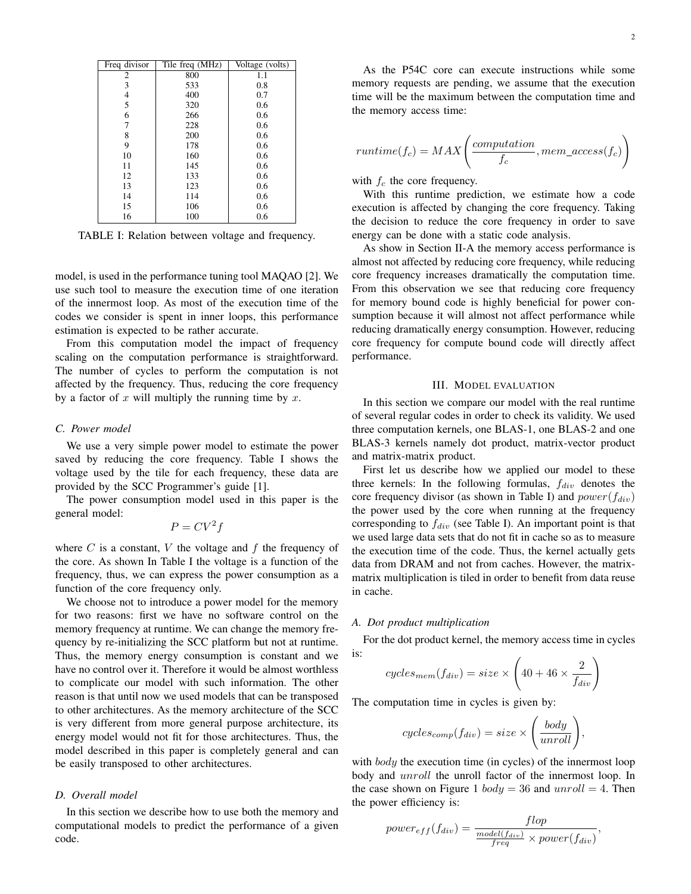| Freq divisor | Tile freq (MHz) | Voltage (volts) |
|---|---|---|
| 2 | 800 | 1.1 |
| 3 | 533 | 0.8 |
| 4 | 400 | 0.7 |
| 5 | 320 | 0.6 |
| 6 | 266 | 0.6 |
| 7 | 228 | 0.6 |
| 8 | 200 | 0.6 |
| 9 | 178 | 0.6 |
| 10 | 160 | 0.6 |
| 11 | 145 | 0.6 |
| 12 | 133 | 0.6 |
| 13 | 123 | 0.6 |
| 14 | 114 | 0.6 |
| 15 | 106 | 0.6 |
| 16 | 100 | 0.6 |

TABLE I: Relation between voltage and frequency.

model, is used in the performance tuning tool MAQAO [2]. We use such tool to measure the execution time of one iteration of the innermost loop. As most of the execution time of the codes we consider is spent in inner loops, this performance estimation is expected to be rather accurate.

From this computation model the impact of frequency scaling on the computation performance is straightforward. The number of cycles to perform the computation is not affected by the frequency. Thus, reducing the core frequency by a factor of $x$ will multiply the running time by $x$.

### C. Power model

We use a very simple power model to estimate the power saved by reducing the core frequency. Table I shows the voltage used by the tile for each frequency, these data are provided by the SCC Programmer's guide [1].

The power consumption model used in this paper is the general model:

$$P = CV^2 f$$

where $C$ is a constant, $V$ the voltage and $f$ the frequency of the core. As shown In Table I the voltage is a function of the frequency, thus, we can express the power consumption as a function of the core frequency only.

We choose not to introduce a power model for the memory for two reasons: first we have no software control on the memory frequency at runtime. We can change the memory frequency by re-initializing the SCC platform but not at runtime. Thus, the memory energy consumption is constant and we have no control over it. Therefore it would be almost worthless to complicate our model with such information. The other reason is that until now we used models that can be transposed to other architectures. As the memory architecture of the SCC is very different from more general purpose architecture, its energy model would not fit for those architectures. Thus, the model described in this paper is completely general and can be easily transposed to other architectures.

### D. Overall model

In this section we describe how to use both the memory and computational models to predict the performance of a given code.

As the P54C core can execute instructions while some memory requests are pending, we assume that the execution time will be the maximum between the computation time and the memory access time:

$$runtime(f_c) = MAX\left(\frac{computation}{f_c}, mem\_access(f_c)\right)$$

with $f_c$ the core frequency.

With this runtime prediction, we estimate how a code execution is affected by changing the core frequency. Taking the decision to reduce the core frequency in order to save energy can be done with a static code analysis.

As show in Section II-A the memory access performance is almost not affected by reducing core frequency, while reducing core frequency increases dramatically the computation time. From this observation we see that reducing core frequency for memory bound code is highly beneficial for power consumption because it will almost not affect performance while reducing dramatically energy consumption. However, reducing core frequency for compute bound code will directly affect performance.

## III. Model evaluation

In this section we compare our model with the real runtime of several regular codes in order to check its validity. We used three computation kernels, one BLAS-1, one BLAS-2 and one BLAS-3 kernels namely dot product, matrix-vector product and matrix-matrix product.

First let us describe how we applied our model to these three kernels: In the following formulas, $f_{div}$ denotes the core frequency divisor (as shown in Table I) and $power(f_{div})$ the power used by the core when running at the frequency corresponding to $f_{div}$ (see Table I). An important point is that we used large data sets that do not fit in cache so as to measure the execution time of the code. Thus, the kernel actually gets data from DRAM and not from caches. However, the matrix-matrix multiplication is tiled in order to benefit from data reuse in cache.

### A. Dot product multiplication

For the dot product kernel, the memory access time in cycles is:

$$cycles_{mem}(f_{div}) = size \times \left(40 + 46 \times \frac{2}{f_{div}}\right)$$

The computation time in cycles is given by:

$$cycles_{comp}(f_{div}) = size \times \left(\frac{body}{unroll}\right),$$

with $body$ the execution time (in cycles) of the innermost loop body and $unroll$ the unroll factor of the innermost loop. In the case shown on Figure 1 $body = 36$ and $unroll = 4$. Then the power efficiency is:

$$power_{eff}(f_{div}) = \frac{flop}{\frac{model(f_{div})}{freq} \times power(f_{div})},$$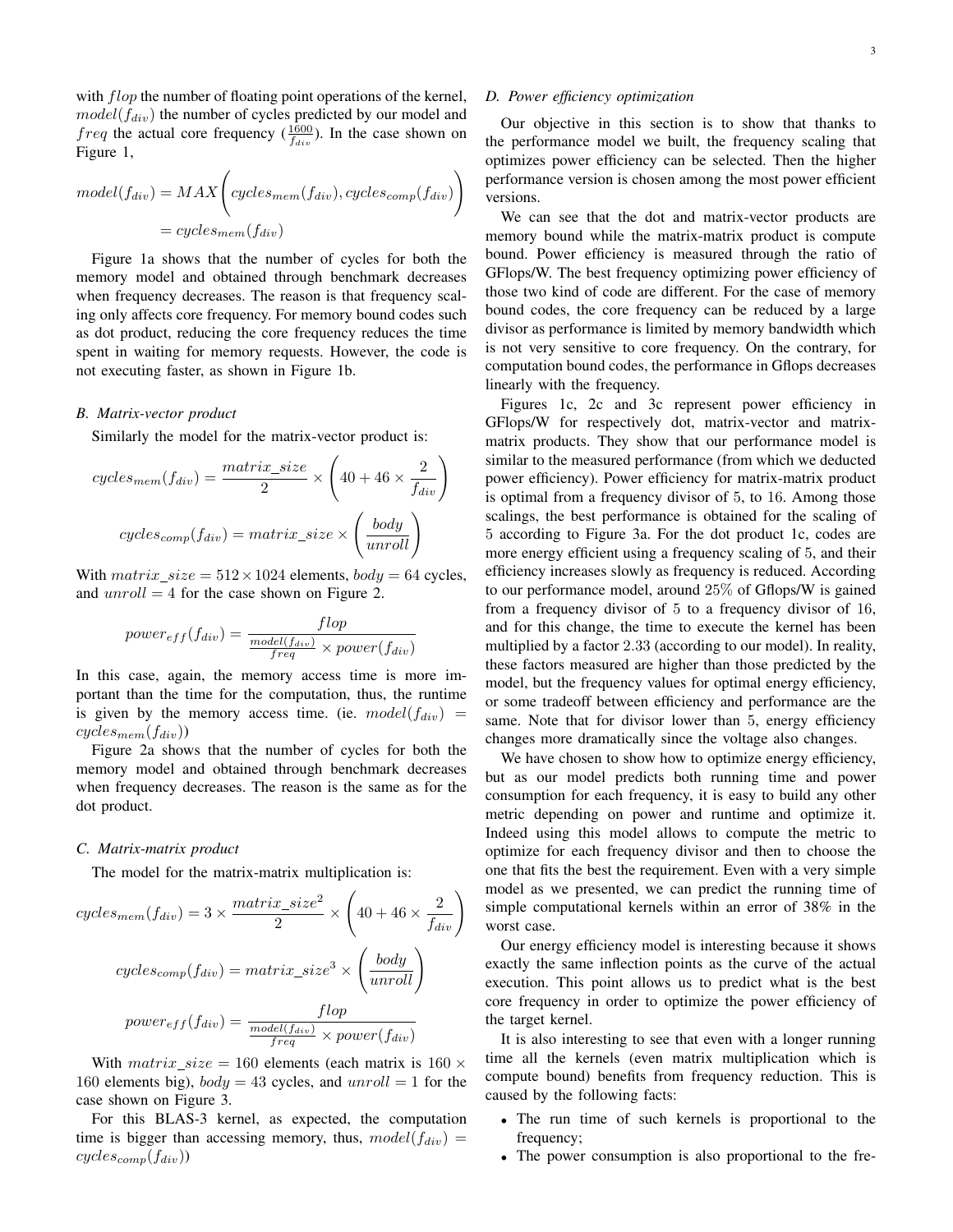with $flop$ the number of floating point operations of the kernel, $model(f_{div})$ the number of cycles predicted by our model and $freq$ the actual core frequency ($\frac{1600}{f_{div}}$). In the case shown on Figure 1,

$$model(f_{div}) = MAX\left(cycles_{mem}(f_{div}), cycles_{comp}(f_{div})\right) = cycles_{mem}(f_{div})$$

Figure 1a shows that the number of cycles for both the memory model and obtained through benchmark decreases when frequency decreases. The reason is that frequency scaling only affects core frequency. For memory bound codes such as dot product, reducing the core frequency reduces the time spent in waiting for memory requests. However, the code is not executing faster, as shown in Figure 1b.

### B. Matrix-vector product

Similarly the model for the matrix-vector product is:

$$cycles_{mem}(f_{div}) = \frac{matrix\_size}{2} \times \left(40 + 46 \times \frac{2}{f_{div}}\right)$$

$$cycles_{comp}(f_{div}) = matrix\_size \times \left(\frac{body}{unroll}\right)$$

With $matrix\_size = 512 \times 1024$ elements, $body = 64$ cycles, and $unroll = 4$ for the case shown on Figure 2.

$$power_{eff}(f_{div}) = \frac{flop}{\frac{model(f_{div})}{freq} \times power(f_{div})}$$

In this case, again, the memory access time is more important than the time for the computation, thus, the runtime is given by the memory access time. (ie. $model(f_{div}) = cycles_{mem}(f_{div})$)

Figure 2a shows that the number of cycles for both the memory model and obtained through benchmark decreases when frequency decreases. The reason is the same as for the dot product.

### C. Matrix-matrix product

The model for the matrix-matrix multiplication is:

$$cycles_{mem}(f_{div}) = 3 \times \frac{matrix\_size^2}{2} \times \left(40 + 46 \times \frac{2}{f_{div}}\right)$$

$$cycles_{comp}(f_{div}) = matrix\_size^3 \times \left(\frac{body}{unroll}\right)$$

$$power_{eff}(f_{div}) = \frac{flop}{\frac{model(f_{div})}{freq} \times power(f_{div})}$$

With $matrix\_size = 160$ elements (each matrix is $160 \times 160$ elements big), $body = 43$ cycles, and $unroll = 1$ for the case shown on Figure 3.

For this BLAS-3 kernel, as expected, the computation time is bigger than accessing memory, thus, $model(f_{div}) = cycles_{comp}(f_{div})$)

### D. Power efficiency optimization

Our objective in this section is to show that thanks to the performance model we built, the frequency scaling that optimizes power efficiency can be selected. Then the higher performance version is chosen among the most power efficient versions.

We can see that the dot and matrix-vector products are memory bound while the matrix-matrix product is compute bound. Power efficiency is measured through the ratio of GFlops/W. The best frequency optimizing power efficiency of those two kind of code are different. For the case of memory bound codes, the core frequency can be reduced by a large divisor as performance is limited by memory bandwidth which is not very sensitive to core frequency. On the contrary, for computation bound codes, the performance in Gflops decreases linearly with the frequency.

Figures 1c, 2c and 3c represent power efficiency in GFlops/W for respectively dot, matrix-vector and matrix-matrix products. They show that our performance model is similar to the measured performance (from which we deducted power efficiency). Power efficiency for matrix-matrix product is optimal from a frequency divisor of 5, to 16. Among those scalings, the best performance is obtained for the scaling of 5 according to Figure 3a. For the dot product 1c, codes are more energy efficient using a frequency scaling of 5, and their efficiency increases slowly as frequency is reduced. According to our performance model, around 25% of Gflops/W is gained from a frequency divisor of 5 to a frequency divisor of 16, and for this change, the time to execute the kernel has been multiplied by a factor 2.33 (according to our model). In reality, these factors measured are higher than those predicted by the model, but the frequency values for optimal energy efficiency, or some tradeoff between efficiency and performance are the same. Note that for divisor lower than 5, energy efficiency changes more dramatically since the voltage also changes.

We have chosen to show how to optimize energy efficiency, but as our model predicts both running time and power consumption for each frequency, it is easy to build any other metric depending on power and runtime and optimize it. Indeed using this model allows to compute the metric to optimize for each frequency divisor and then to choose the one that fits the best the requirement. Even with a very simple model as we presented, we can predict the running time of simple computational kernels within an error of 38% in the worst case.

Our energy efficiency model is interesting because it shows exactly the same inflection points as the curve of the actual execution. This point allows us to predict what is the best core frequency in order to optimize the power efficiency of the target kernel.

It is also interesting to see that even with a longer running time all the kernels (even matrix multiplication which is compute bound) benefits from frequency reduction. This is caused by the following facts:

- The run time of such kernels is proportional to the frequency;
- The power consumption is also proportional to the fre-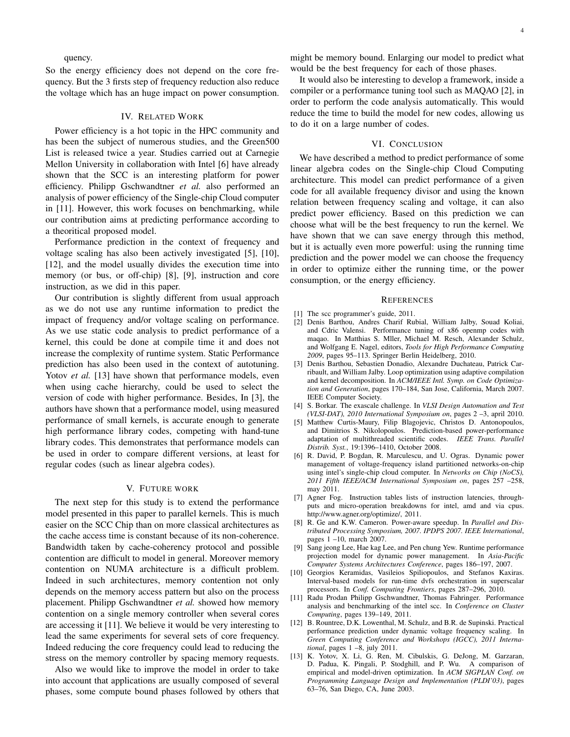quency.

So the energy efficiency does not depend on the core frequency. But the 3 firsts step of frequency reduction also reduce the voltage which has an huge impact on power consumption.

## IV. Related Work

Power efficiency is a hot topic in the HPC community and has been the subject of numerous studies, and the Green500 List is released twice a year. Studies carried out at Carnegie Mellon University in collaboration with Intel [6] have already shown that the SCC is an interesting platform for power efficiency. Philipp Gschwandtner *et al.* also performed an analysis of power efficiency of the Single-chip Cloud computer in [11]. However, this work focuses on benchmarking, while our contribution aims at predicting performance according to a theoritical proposed model.

Performance prediction in the context of frequency and voltage scaling has also been actively investigated [5], [10], [12], and the model usually divides the execution time into memory (or bus, or off-chip) [8], [9], instruction and core instruction, as we did in this paper.

Our contribution is slightly different from usual approach as we do not use any runtime information to predict the impact of frequency and/or voltage scaling on performance. As we use static code analysis to predict performance of a kernel, this could be done at compile time it and does not increase the complexity of runtime system. Static Performance prediction has also been used in the context of autotuning. Yotov *et al.* [13] have shown that performance models, even when using cache hierarchy, could be used to select the version of code with higher performance. Besides, In [3], the authors have shown that a performance model, using measured performance of small kernels, is accurate enough to generate high performance library codes, competing with hand-tune library codes. This demonstrates that performance models can be used in order to compare different versions, at least for regular codes (such as linear algebra codes).

## V. Future work

The next step for this study is to extend the performance model presented in this paper to parallel kernels. This is much easier on the SCC Chip than on more classical architectures as the cache access time is constant because of its non-coherence. Bandwidth taken by cache-coherency protocol and possible contention are difficult to model in general. Moreover memory contention on NUMA architecture is a difficult problem. Indeed in such architectures, memory contention not only depends on the memory access pattern but also on the process placement. Philipp Gschwandtner *et al.* showed how memory contention on a single memory controller when several cores are accessing it [11]. We believe it would be very interesting to lead the same experiments for several sets of core frequency. Indeed reducing the core frequency could lead to reducing the stress on the memory controller by spacing memory requests.

Also we would like to improve the model in order to take into account that applications are usually composed of several phases, some compute bound phases followed by others that might be memory bound. Enlarging our model to predict what would be the best frequency for each of those phases.

It would also be interesting to develop a framework, inside a compiler or a performance tuning tool such as MAQAO [2], in order to perform the code analysis automatically. This would reduce the time to build the model for new codes, allowing us to do it on a large number of codes.

## VI. Conclusion

We have described a method to predict performance of some linear algebra codes on the Single-chip Cloud Computing architecture. This model can predict performance of a given code for all available frequency divisor and using the known relation between frequency scaling and voltage, it can also predict power efficiency. Based on this prediction we can choose what will be the best frequency to run the kernel. We have shown that we can save energy through this method, but it is actually even more powerful: using the running time prediction and the power model we can choose the frequency in order to optimize either the running time, or the power consumption, or the energy efficiency.

## References

[1] The scc programmer's guide, 2011.

[2] Denis Barthou, Andres Charif Rubial, William Jalby, Souad Koliai, and Cdric Valensi. Performance tuning of x86 openmp codes with maqao. In Matthias S. Mller, Michael M. Resch, Alexander Schulz, and Wolfgang E. Nagel, editors, *Tools for High Performance Computing 2009*, pages 95–113. Springer Berlin Heidelberg, 2010.

[3] Denis Barthou, Sebastien Donadio, Alexandre Duchateau, Patrick Carribault, and William Jalby. Loop optimization using adaptive compilation and kernel decomposition. In *ACM/IEEE Intl. Symp. on Code Optimization and Generation*, pages 170–184, San Jose, California, March 2007. IEEE Computer Society.

[4] S. Borkar. The exascale challenge. In *VLSI Design Automation and Test (VLSI-DAT), 2010 International Symposium on*, pages 2 –3, april 2010.

[5] Matthew Curtis-Maury, Filip Blagojevic, Christos D. Antonopoulos, and Dimitrios S. Nikolopoulos. Prediction-based power-performance adaptation of multithreaded scientific codes. *IEEE Trans. Parallel Distrib. Syst.*, 19:1396–1410, October 2008.

[6] R. David, P. Bogdan, R. Marculescu, and U. Ogras. Dynamic power management of voltage-frequency island partitioned networks-on-chip using intel's single-chip cloud computer. In *Networks on Chip (NoCS), 2011 Fifth IEEE/ACM International Symposium on*, pages 257 –258, may 2011.

[7] Agner Fog. Instruction tables lists of instruction latencies, throughputs and micro-operation breakdowns for intel, amd and via cpus. http://www.agner.org/optimize/, 2011.

[8] R. Ge and K.W. Cameron. Power-aware speedup. In *Parallel and Distributed Processing Symposium, 2007. IPDPS 2007. IEEE International*, pages 1 –10, march 2007.

[9] Sang jeong Lee, Hae kag Lee, and Pen chung Yew. Runtime performance projection model for dynamic power management. In *Asia-Pacific Computer Systems Architectures Conference*, pages 186–197, 2007.

[10] Georgios Keramidas, Vasileios Spiliopoulos, and Stefanos Kaxiras. Interval-based models for run-time dvfs orchestration in superscalar processors. In *Conf. Computing Frontiers*, pages 287–296, 2010.

[11] Radu Prodan Philipp Gschwandtner, Thomas Fahringer. Performance analysis and benchmarking of the intel scc. In *Conference on Cluster Computing*, pages 139–149, 2011.

[12] B. Rountree, D.K. Lowenthal, M. Schulz, and B.R. de Supinski. Practical performance prediction under dynamic voltage frequency scaling. In *Green Computing Conference and Workshops (IGCC), 2011 International*, pages 1 –8, july 2011.

[13] K. Yotov, X. Li, G. Ren, M. Cibulskis, G. DeJong, M. Garzaran, D. Padua, K. Pingali, P. Stodghill, and P. Wu. A comparison of empirical and model-driven optimization. In *ACM SIGPLAN Conf. on Programming Language Design and Implementation (PLDI'03)*, pages 63–76, San Diego, CA, June 2003.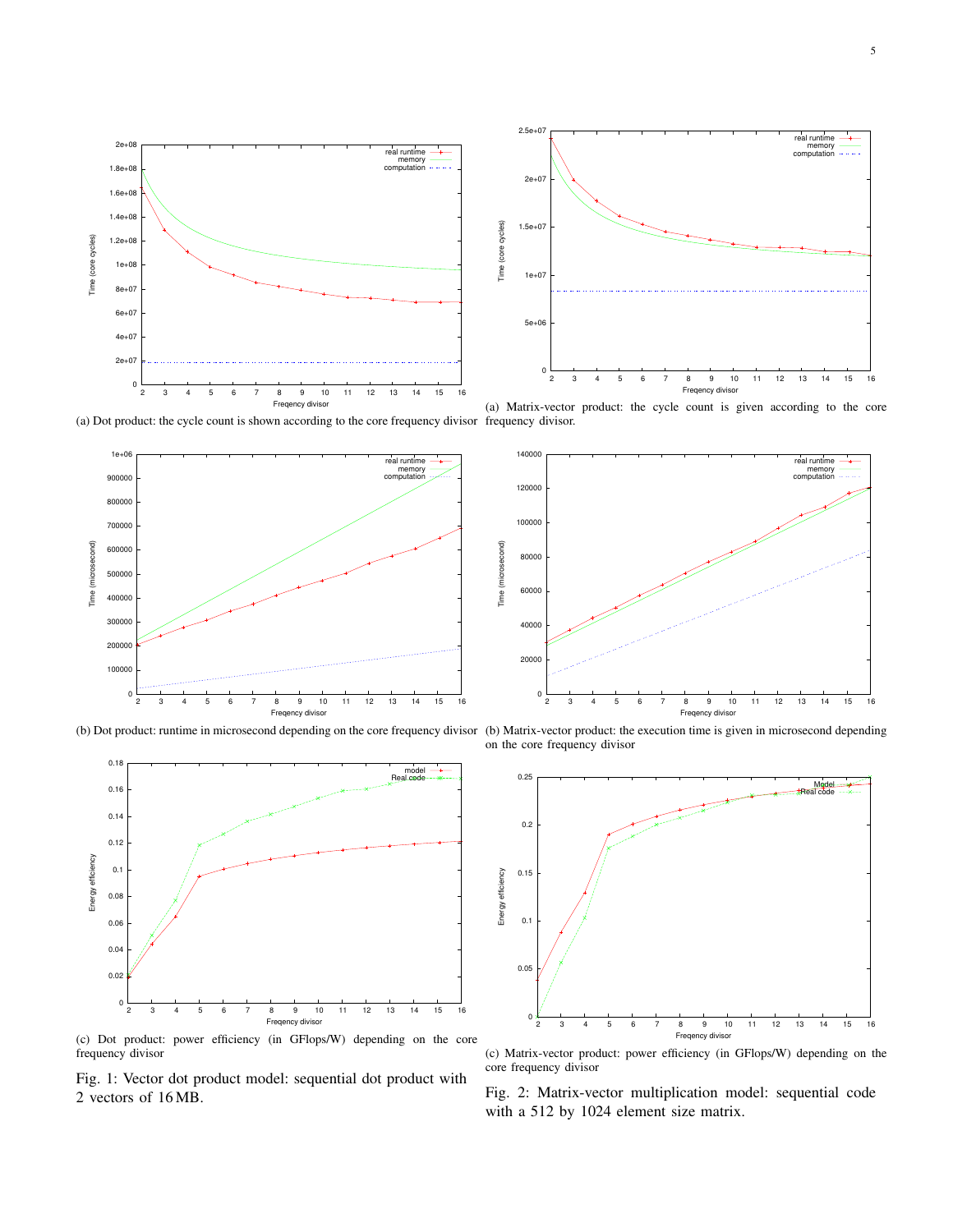2e+08
1.8e+08
1.6e+08
1.4e+08
1.2e+08
1e+08
8e+07
6e+07
4e+07
2e+07
0

Time (core cycles)

2 3 4 5 6 7 8 9 10 11 12 13 14 15 16

Freqency divisor

real runtime
memory
computation

(a) Dot product: the cycle count is shown according to the core frequency divisor

2.5e+07
2e+07
1.5e+07
1e+07
5e+06
0

Time (core cycles)

2 3 4 5 6 7 8 9 10 11 12 13 14 15 16

Freqency divisor

real runtime
memory
computation

(a) Matrix-vector product: the cycle count is given according to the core frequency divisor.

1e+06
900000
800000
700000
600000
500000
400000
300000
200000
100000
0

Time (microsecond)

2 3 4 5 6 7 8 9 10 11 12 13 14 15 16

Freqency divisor

real runtime
memory
computation

(b) Dot product: runtime in microsecond depending on the core frequency divisor

140000
120000
100000
80000
60000
40000
20000
0

Time (microsecond)

2 3 4 5 6 7 8 9 10 11 12 13 14 15 16

Freqency divisor

real runtime
memory
computation

(b) Matrix-vector product: the execution time is given in microsecond depending on the core frequency divisor

0.18
0.16
0.14
0.12
0.1
0.08
0.06
0.04
0.02
0

Energy efficiency

2 3 4 5 6 7 8 9 10 11 12 13 14 15 16

Freqency divisor

model
Real code

(c) Dot product: power efficiency (in GFlops/W) depending on the core frequency divisor

0.25
0.2
0.15
0.1
0.05
0

Energy efficiency

2 3 4 5 6 7 8 9 10 11 12 13 14 15 16

Freqency divisor

Model
Real code

(c) Matrix-vector product: power efficiency (in GFlops/W) depending on the core frequency divisor

Fig. 1: Vector dot product model: sequential dot product with 2 vectors of 16 MB.

Fig. 2: Matrix-vector multiplication model: sequential code with a 512 by 1024 element size matrix.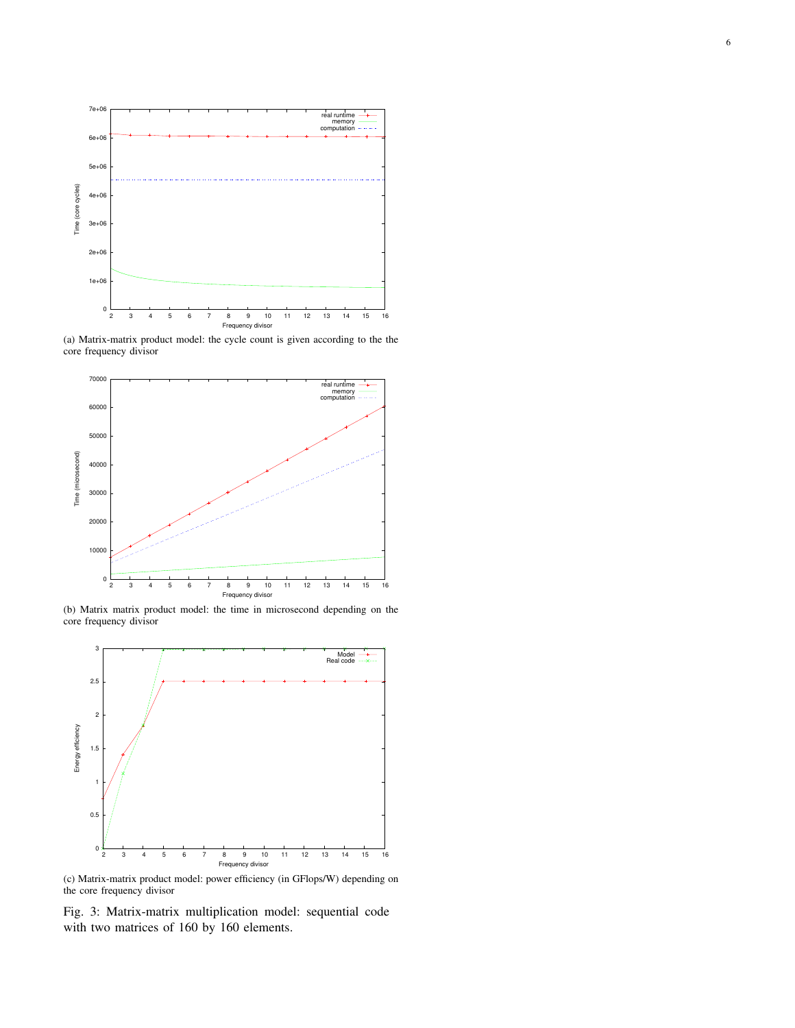7e+06

6e+06

5e+06

4e+06

3e+06

2e+06

1e+06

0

Time (core cycles)

2 3 4 5 6 7 8 9 10 11 12 13 14 15 16

Frequency divisor

real runtime
memory
computation

(a) Matrix-matrix product model: the cycle count is given according to the the core frequency divisor

70000

60000

50000

40000

30000

20000

10000

0

Time (microsecond)

2 3 4 5 6 7 8 9 10 11 12 13 14 15 16

Frequency divisor

real runtime
memory
computation

(b) Matrix matrix product model: the time in microsecond depending on the core frequency divisor

3

2.5

2

1.5

1

0.5

0

Energy efficiency

2 3 4 5 6 7 8 9 10 11 12 13 14 15 16

Frequency divisor

Model
Real code

(c) Matrix-matrix product model: power efficiency (in GFlops/W) depending on the core frequency divisor

Fig. 3: Matrix-matrix multiplication model: sequential code with two matrices of 160 by 160 elements.